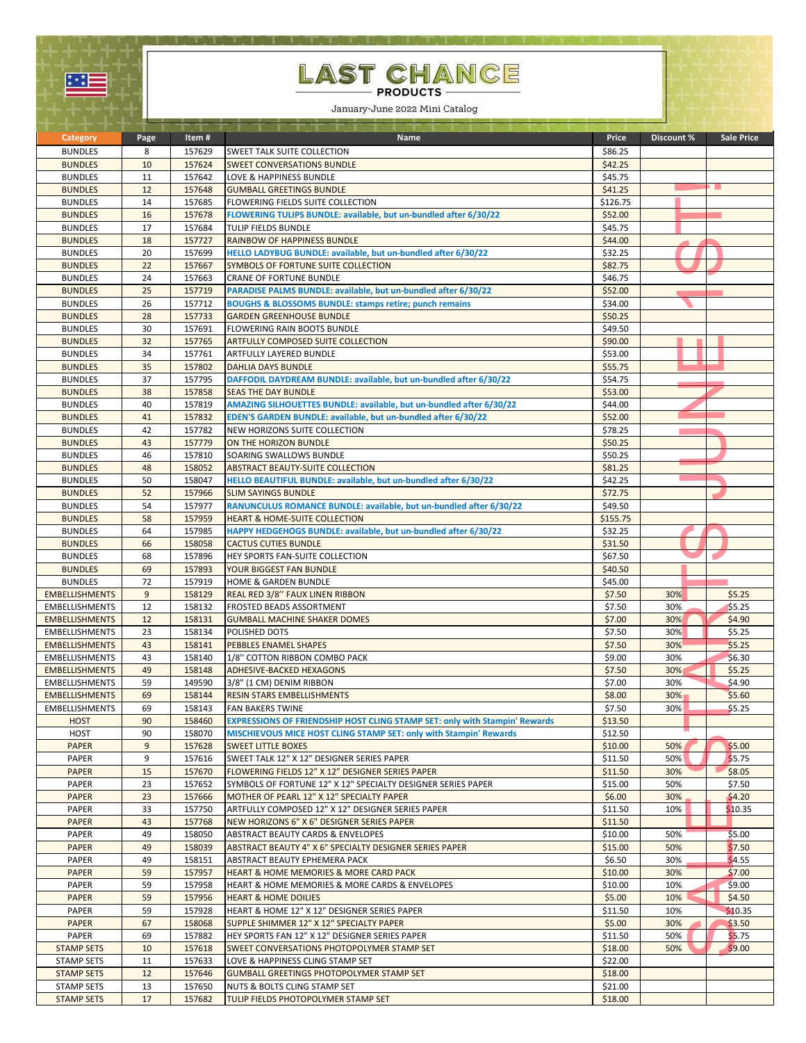# LAST CHANCE PRODUCTS

January-June 2022 Mini Catalog

SALE STARTS JUNE 1ST!

| Category | Page | Item # | Name | Price | Discount % | Sale Price |
|---|---|---|---|---|---|---|
| BUNDLES | 8 | 157629 | SWEET TALK SUITE COLLECTION | $86.25 | | |
| BUNDLES | 10 | 157624 | SWEET CONVERSATIONS BUNDLE | $42.25 | | |
| BUNDLES | 11 | 157642 | LOVE & HAPPINESS BUNDLE | $45.75 | | |
| BUNDLES | 12 | 157648 | GUMBALL GREETINGS BUNDLE | $41.25 | | |
| BUNDLES | 14 | 157685 | FLOWERING FIELDS SUITE COLLECTION | $126.75 | | |
| BUNDLES | 16 | 157678 | **FLOWERING TULIPS BUNDLE: available, but un-bundled after 6/30/22** | $52.00 | | |
| BUNDLES | 17 | 157684 | TULIP FIELDS BUNDLE | $45.75 | | |
| BUNDLES | 18 | 157727 | RAINBOW OF HAPPINESS BUNDLE | $44.00 | | |
| BUNDLES | 20 | 157699 | **HELLO LADYBUG BUNDLE: available, but un-bundled after 6/30/22** | $32.25 | | |
| BUNDLES | 22 | 157667 | SYMBOLS OF FORTUNE SUITE COLLECTION | $82.75 | | |
| BUNDLES | 24 | 157663 | CRANE OF FORTUNE BUNDLE | $46.75 | | |
| BUNDLES | 25 | 157719 | **PARADISE PALMS BUNDLE: available, but un-bundled after 6/30/22** | $52.00 | | |
| BUNDLES | 26 | 157712 | **BOUGHS & BLOSSOMS BUNDLE: stamps retire; punch remains** | $34.00 | | |
| BUNDLES | 28 | 157733 | GARDEN GREENHOUSE BUNDLE | $50.25 | | |
| BUNDLES | 30 | 157691 | FLOWERING RAIN BOOTS BUNDLE | $49.50 | | |
| BUNDLES | 32 | 157765 | ARTFULLY COMPOSED SUITE COLLECTION | $90.00 | | |
| BUNDLES | 34 | 157761 | ARTFULLY LAYERED BUNDLE | $53.00 | | |
| BUNDLES | 35 | 157802 | DAHLIA DAYS BUNDLE | $55.75 | | |
| BUNDLES | 37 | 157795 | **DAFFODIL DAYDREAM BUNDLE: available, but un-bundled after 6/30/22** | $54.75 | | |
| BUNDLES | 38 | 157858 | SEAS THE DAY BUNDLE | $53.00 | | |
| BUNDLES | 40 | 157819 | **AMAZING SILHOUETTES BUNDLE: available, but un-bundled after 6/30/22** | $44.00 | | |
| BUNDLES | 41 | 157832 | **EDEN'S GARDEN BUNDLE: available, but un-bundled after 6/30/22** | $52.00 | | |
| BUNDLES | 42 | 157782 | NEW HORIZONS SUITE COLLECTION | $78.25 | | |
| BUNDLES | 43 | 157779 | ON THE HORIZON BUNDLE | $50.25 | | |
| BUNDLES | 46 | 157810 | SOARING SWALLOWS BUNDLE | $50.25 | | |
| BUNDLES | 48 | 158052 | ABSTRACT BEAUTY-SUITE COLLECTION | $81.25 | | |
| BUNDLES | 50 | 158047 | **HELLO BEAUTIFUL BUNDLE: available, but un-bundled after 6/30/22** | $42.25 | | |
| BUNDLES | 52 | 157966 | SLIM SAYINGS BUNDLE | $72.75 | | |
| BUNDLES | 54 | 157977 | **RANUNCULUS ROMANCE BUNDLE: available, but un-bundled after 6/30/22** | $49.50 | | |
| BUNDLES | 58 | 157959 | HEART & HOME-SUITE COLLECTION | $155.75 | | |
| BUNDLES | 64 | 157985 | **HAPPY HEDGEHOGS BUNDLE: available, but un-bundled after 6/30/22** | $32.25 | | |
| BUNDLES | 66 | 158058 | CACTUS CUTIES BUNDLE | $31.50 | | |
| BUNDLES | 68 | 157896 | HEY SPORTS FAN-SUITE COLLECTION | $67.50 | | |
| BUNDLES | 69 | 157893 | YOUR BIGGEST FAN BUNDLE | $40.50 | | |
| BUNDLES | 72 | 157919 | HOME & GARDEN BUNDLE | $45.00 | | |
| EMBELLISHMENTS | 9 | 158129 | REAL RED 3/8" FAUX LINEN RIBBON | $7.50 | 30% | $5.25 |
| EMBELLISHMENTS | 12 | 158132 | FROSTED BEADS ASSORTMENT | $7.50 | 30% | $5.25 |
| EMBELLISHMENTS | 12 | 158131 | GUMBALL MACHINE SHAKER DOMES | $7.00 | 30% | $4.90 |
| EMBELLISHMENTS | 23 | 158134 | POLISHED DOTS | $7.50 | 30% | $5.25 |
| EMBELLISHMENTS | 43 | 158141 | PEBBLES ENAMEL SHAPES | $7.50 | 30% | $5.25 |
| EMBELLISHMENTS | 43 | 158140 | 1/8" COTTON RIBBON COMBO PACK | $9.00 | 30% | $6.30 |
| EMBELLISHMENTS | 49 | 158148 | ADHESIVE-BACKED HEXAGONS | $7.50 | 30% | $5.25 |
| EMBELLISHMENTS | 59 | 149590 | 3/8" (1 CM) DENIM RIBBON | $7.00 | 30% | $4.90 |
| EMBELLISHMENTS | 69 | 158144 | RESIN STARS EMBELLISHMENTS | $8.00 | 30% | $5.60 |
| EMBELLISHMENTS | 69 | 158143 | FAN BAKERS TWINE | $7.50 | 30% | $5.25 |
| HOST | 90 | 158460 | **EXPRESSIONS OF FRIENDSHIP HOST CLING STAMP SET: only with Stampin' Rewards** | $13.50 | | |
| HOST | 90 | 158070 | **MISCHIEVOUS MICE HOST CLING STAMP SET: only with Stampin' Rewards** | $12.50 | | |
| PAPER | 9 | 157628 | SWEET LITTLE BOXES | $10.00 | 50% | $5.00 |
| PAPER | 9 | 157616 | SWEET TALK 12" X 12" DESIGNER SERIES PAPER | $11.50 | 50% | $5.75 |
| PAPER | 15 | 157670 | FLOWERING FIELDS 12" X 12" DESIGNER SERIES PAPER | $11.50 | 30% | $8.05 |
| PAPER | 23 | 157652 | SYMBOLS OF FORTUNE 12" X 12" SPECIALTY DESIGNER SERIES PAPER | $15.00 | 50% | $7.50 |
| PAPER | 23 | 157666 | MOTHER OF PEARL 12" X 12" SPECIALTY PAPER | $6.00 | 30% | $4.20 |
| PAPER | 33 | 157750 | ARTFULLY COMPOSED 12" X 12" DESIGNER SERIES PAPER | $11.50 | 10% | $10.35 |
| PAPER | 43 | 157768 | NEW HORIZONS 6" X 6" DESIGNER SERIES PAPER | $11.50 | | |
| PAPER | 49 | 158050 | ABSTRACT BEAUTY CARDS & ENVELOPES | $10.00 | 50% | $5.00 |
| PAPER | 49 | 158039 | ABSTRACT BEAUTY 4" X 6" SPECIALTY DESIGNER SERIES PAPER | $15.00 | 50% | $7.50 |
| PAPER | 49 | 158151 | ABSTRACT BEAUTY EPHEMERA PACK | $6.50 | 30% | $4.55 |
| PAPER | 59 | 157957 | HEART & HOME MEMORIES & MORE CARD PACK | $10.00 | 30% | $7.00 |
| PAPER | 59 | 157958 | HEART & HOME MEMORIES & MORE CARDS & ENVELOPES | $10.00 | 10% | $9.00 |
| PAPER | 59 | 157956 | HEART & HOME DOILIES | $5.00 | 10% | $4.50 |
| PAPER | 59 | 157928 | HEART & HOME 12" X 12" DESIGNER SERIES PAPER | $11.50 | 10% | $10.35 |
| PAPER | 67 | 158068 | SUPPLE SHIMMER 12" X 12" SPECIALTY PAPER | $5.00 | 30% | $3.50 |
| PAPER | 69 | 157882 | HEY SPORTS FAN 12" X 12" DESIGNER SERIES PAPER | $11.50 | 50% | $5.75 |
| STAMP SETS | 10 | 157618 | SWEET CONVERSATIONS PHOTOPOLYMER STAMP SET | $18.00 | 50% | $9.00 |
| STAMP SETS | 11 | 157633 | LOVE & HAPPINESS CLING STAMP SET | $22.00 | | |
| STAMP SETS | 12 | 157646 | GUMBALL GREETINGS PHOTOPOLYMER STAMP SET | $18.00 | | |
| STAMP SETS | 13 | 157650 | NUTS & BOLTS CLING STAMP SET | $21.00 | | |
| STAMP SETS | 17 | 157682 | TULIP FIELDS PHOTOPOLYMER STAMP SET | $18.00 | | |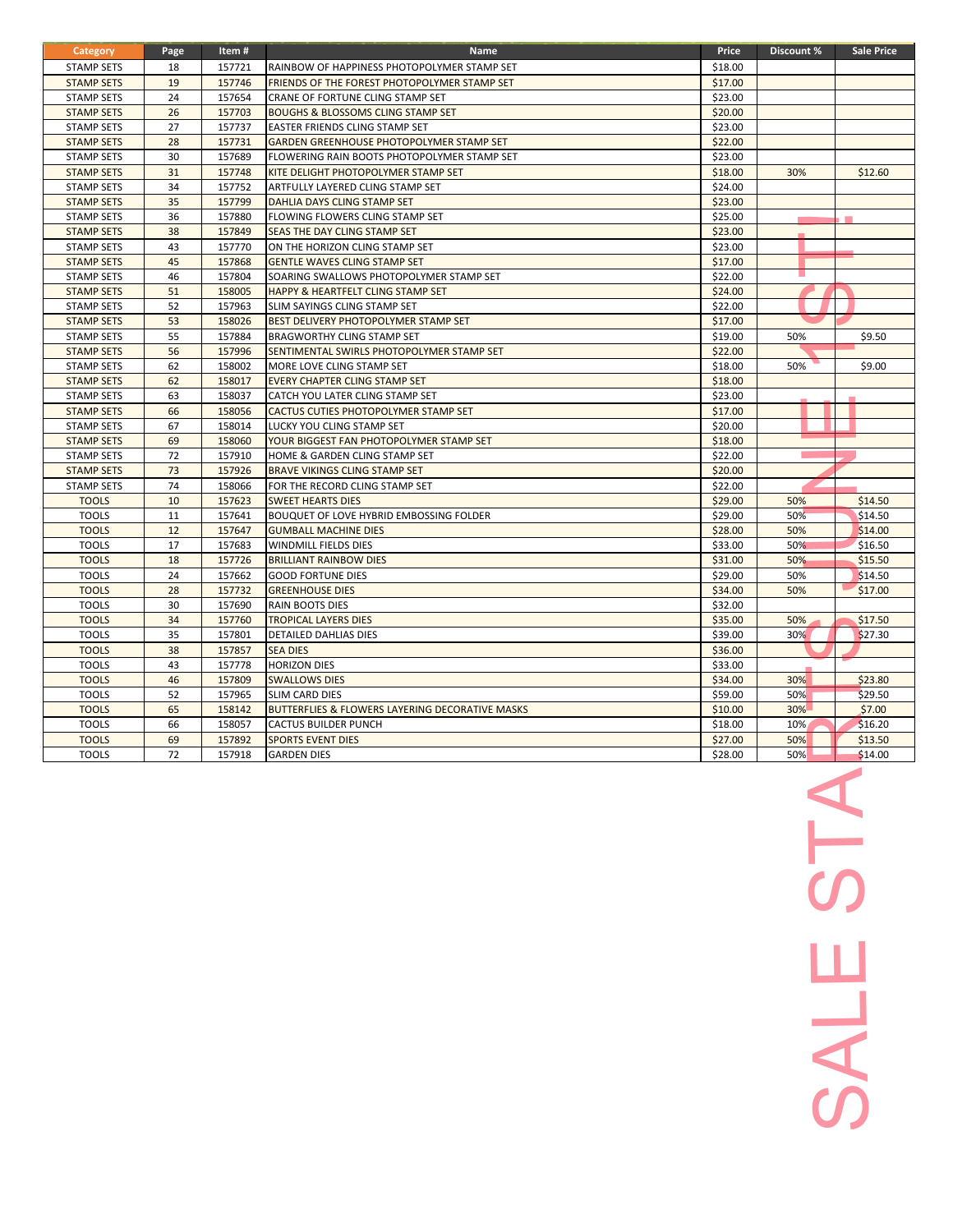| Category | Page | Item # | Name | Price | Discount % | Sale Price |
|---|---|---|---|---|---|---|
| STAMP SETS | 18 | 157721 | RAINBOW OF HAPPINESS PHOTOPOLYMER STAMP SET | $18.00 | | |
| STAMP SETS | 19 | 157746 | FRIENDS OF THE FOREST PHOTOPOLYMER STAMP SET | $17.00 | | |
| STAMP SETS | 24 | 157654 | CRANE OF FORTUNE CLING STAMP SET | $23.00 | | |
| STAMP SETS | 26 | 157703 | BOUGHS & BLOSSOMS CLING STAMP SET | $20.00 | | |
| STAMP SETS | 27 | 157737 | EASTER FRIENDS CLING STAMP SET | $23.00 | | |
| STAMP SETS | 28 | 157731 | GARDEN GREENHOUSE PHOTOPOLYMER STAMP SET | $22.00 | | |
| STAMP SETS | 30 | 157689 | FLOWERING RAIN BOOTS PHOTOPOLYMER STAMP SET | $23.00 | | |
| STAMP SETS | 31 | 157748 | KITE DELIGHT PHOTOPOLYMER STAMP SET | $18.00 | 30% | $12.60 |
| STAMP SETS | 34 | 157752 | ARTFULLY LAYERED CLING STAMP SET | $24.00 | | |
| STAMP SETS | 35 | 157799 | DAHLIA DAYS CLING STAMP SET | $23.00 | | |
| STAMP SETS | 36 | 157880 | FLOWING FLOWERS CLING STAMP SET | $25.00 | | |
| STAMP SETS | 38 | 157849 | SEAS THE DAY CLING STAMP SET | $23.00 | | |
| STAMP SETS | 43 | 157770 | ON THE HORIZON CLING STAMP SET | $23.00 | | |
| STAMP SETS | 45 | 157868 | GENTLE WAVES CLING STAMP SET | $17.00 | | |
| STAMP SETS | 46 | 157804 | SOARING SWALLOWS PHOTOPOLYMER STAMP SET | $22.00 | | |
| STAMP SETS | 51 | 158005 | HAPPY & HEARTFELT CLING STAMP SET | $24.00 | | |
| STAMP SETS | 52 | 157963 | SLIM SAYINGS CLING STAMP SET | $22.00 | | |
| STAMP SETS | 53 | 158026 | BEST DELIVERY PHOTOPOLYMER STAMP SET | $17.00 | | |
| STAMP SETS | 55 | 157884 | BRAGWORTHY CLING STAMP SET | $19.00 | 50% | $9.50 |
| STAMP SETS | 56 | 157996 | SENTIMENTAL SWIRLS PHOTOPOLYMER STAMP SET | $22.00 | | |
| STAMP SETS | 62 | 158002 | MORE LOVE CLING STAMP SET | $18.00 | 50% | $9.00 |
| STAMP SETS | 62 | 158017 | EVERY CHAPTER CLING STAMP SET | $18.00 | | |
| STAMP SETS | 63 | 158037 | CATCH YOU LATER CLING STAMP SET | $23.00 | | |
| STAMP SETS | 66 | 158056 | CACTUS CUTIES PHOTOPOLYMER STAMP SET | $17.00 | | |
| STAMP SETS | 67 | 158014 | LUCKY YOU CLING STAMP SET | $20.00 | | |
| STAMP SETS | 69 | 158060 | YOUR BIGGEST FAN PHOTOPOLYMER STAMP SET | $18.00 | | |
| STAMP SETS | 72 | 157910 | HOME & GARDEN CLING STAMP SET | $22.00 | | |
| STAMP SETS | 73 | 157926 | BRAVE VIKINGS CLING STAMP SET | $20.00 | | |
| STAMP SETS | 74 | 158066 | FOR THE RECORD CLING STAMP SET | $22.00 | | |
| TOOLS | 10 | 157623 | SWEET HEARTS DIES | $29.00 | 50% | $14.50 |
| TOOLS | 11 | 157641 | BOUQUET OF LOVE HYBRID EMBOSSING FOLDER | $29.00 | 50% | $14.50 |
| TOOLS | 12 | 157647 | GUMBALL MACHINE DIES | $28.00 | 50% | $14.00 |
| TOOLS | 17 | 157683 | WINDMILL FIELDS DIES | $33.00 | 50% | $16.50 |
| TOOLS | 18 | 157726 | BRILLIANT RAINBOW DIES | $31.00 | 50% | $15.50 |
| TOOLS | 24 | 157662 | GOOD FORTUNE DIES | $29.00 | 50% | $14.50 |
| TOOLS | 28 | 157732 | GREENHOUSE DIES | $34.00 | 50% | $17.00 |
| TOOLS | 30 | 157690 | RAIN BOOTS DIES | $32.00 | | |
| TOOLS | 34 | 157760 | TROPICAL LAYERS DIES | $35.00 | 50% | $17.50 |
| TOOLS | 35 | 157801 | DETAILED DAHLIAS DIES | $39.00 | 30% | $27.30 |
| TOOLS | 38 | 157857 | SEA DIES | $36.00 | | |
| TOOLS | 43 | 157778 | HORIZON DIES | $33.00 | | |
| TOOLS | 46 | 157809 | SWALLOWS DIES | $34.00 | 30% | $23.80 |
| TOOLS | 52 | 157965 | SLIM CARD DIES | $59.00 | 50% | $29.50 |
| TOOLS | 65 | 158142 | BUTTERFLIES & FLOWERS LAYERING DECORATIVE MASKS | $10.00 | 30% | $7.00 |
| TOOLS | 66 | 158057 | CACTUS BUILDER PUNCH | $18.00 | 10% | $16.20 |
| TOOLS | 69 | 157892 | SPORTS EVENT DIES | $27.00 | 50% | $13.50 |
| TOOLS | 72 | 157918 | GARDEN DIES | $28.00 | 50% | $14.00 |

SALE STARTS JUNE 1ST!